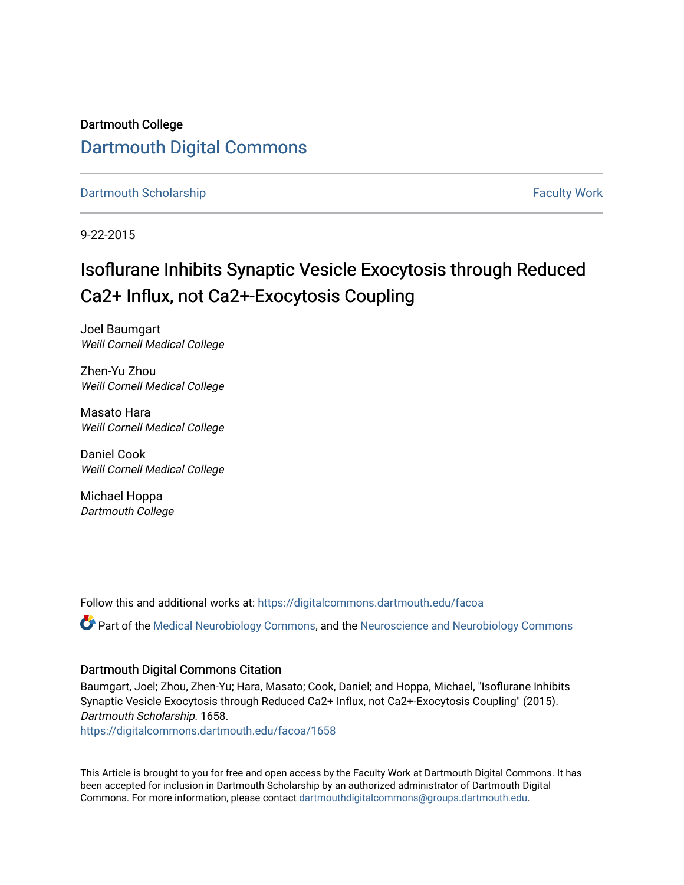Dartmouth College

# Dartmouth Digital Commons

Dartmouth Scholarship | Faculty Work

9-22-2015

## Isoflurane Inhibits Synaptic Vesicle Exocytosis through Reduced Ca2+ Influx, not Ca2+-Exocytosis Coupling

Joel Baumgart
*Weill Cornell Medical College*

Zhen-Yu Zhou
*Weill Cornell Medical College*

Masato Hara
*Weill Cornell Medical College*

Daniel Cook
*Weill Cornell Medical College*

Michael Hoppa
*Dartmouth College*

Follow this and additional works at: https://digitalcommons.dartmouth.edu/facoa

Part of the Medical Neurobiology Commons, and the Neuroscience and Neurobiology Commons

### Dartmouth Digital Commons Citation

Baumgart, Joel; Zhou, Zhen-Yu; Hara, Masato; Cook, Daniel; and Hoppa, Michael, "Isoflurane Inhibits Synaptic Vesicle Exocytosis through Reduced Ca2+ Influx, not Ca2+-Exocytosis Coupling" (2015). *Dartmouth Scholarship*. 1658.
https://digitalcommons.dartmouth.edu/facoa/1658

This Article is brought to you for free and open access by the Faculty Work at Dartmouth Digital Commons. It has been accepted for inclusion in Dartmouth Scholarship by an authorized administrator of Dartmouth Digital Commons. For more information, please contact dartmouthdigitalcommons@groups.dartmouth.edu.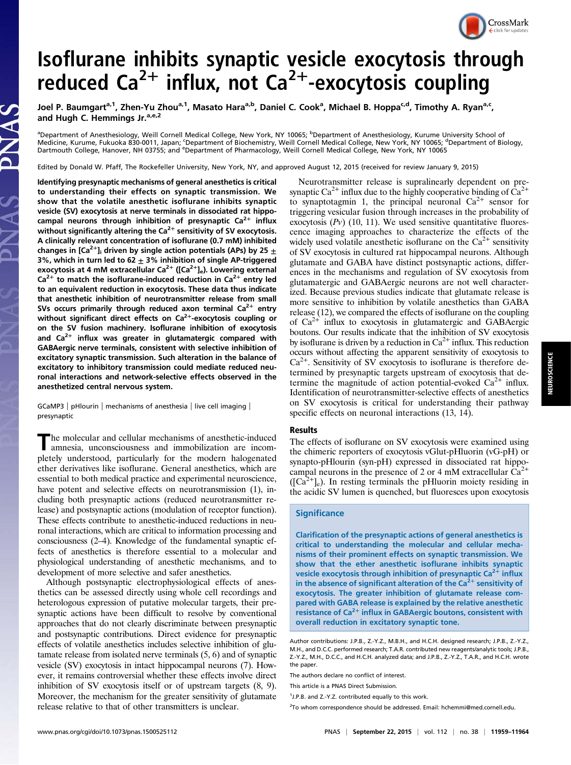# Isoflurane inhibits synaptic vesicle exocytosis through reduced $Ca^{2+}$ influx, not $Ca^{2+}$-exocytosis coupling

Joel P. Baumgart[a,1], Zhen-Yu Zhou[a,1], Masato Hara[a,b], Daniel C. Cook[a], Michael B. Hoppa[c,d], Timothy A. Ryan[a,c], and Hugh C. Hemmings Jr.[a,e,2]

[a]Department of Anesthesiology, Weill Cornell Medical College, New York, NY 10065; [b]Department of Anesthesiology, Kurume University School of Medicine, Kurume, Fukuoka 830-0011, Japan; [c]Department of Biochemistry, Weill Cornell Medical College, New York, NY 10065; [d]Department of Biology, Dartmouth College, Hanover, NH 03755; and [e]Department of Pharmacology, Weill Cornell Medical College, New York, NY 10065

Edited by Donald W. Pfaff, The Rockefeller University, New York, NY, and approved August 12, 2015 (received for review January 9, 2015)

**Identifying presynaptic mechanisms of general anesthetics is critical to understanding their effects on synaptic transmission. We show that the volatile anesthetic isoflurane inhibits synaptic vesicle (SV) exocytosis at nerve terminals in dissociated rat hippocampal neurons through inhibition of presynaptic $Ca^{2+}$ influx without significantly altering the $Ca^{2+}$ sensitivity of SV exocytosis. A clinically relevant concentration of isoflurane (0.7 mM) inhibited changes in $[Ca^{2+}]_i$ driven by single action potentials (APs) by 25 ± 3%, which in turn led to 62 ± 3% inhibition of single AP-triggered exocytosis at 4 mM extracellular $Ca^{2+}$ ($[Ca^{2+}]_e$). Lowering external $Ca^{2+}$ to match the isoflurane-induced reduction in $Ca^{2+}$ entry led to an equivalent reduction in exocytosis. These data thus indicate that anesthetic inhibition of neurotransmitter release from small SVs occurs primarily through reduced axon terminal $Ca^{2+}$ entry without significant direct effects on $Ca^{2+}$-exocytosis coupling or on the SV fusion machinery. Isoflurane inhibition of exocytosis and $Ca^{2+}$ influx was greater in glutamatergic compared with GABAergic nerve terminals, consistent with selective inhibition of excitatory synaptic transmission. Such alteration in the balance of excitatory to inhibitory transmission could mediate reduced neuronal interactions and network-selective effects observed in the anesthetized central nervous system.**

GCaMP3 | pHlourin | mechanisms of anesthesia | live cell imaging | presynaptic

The molecular and cellular mechanisms of anesthetic-induced amnesia, unconsciousness and immobilization are incompletely understood, particularly for the modern halogenated ether derivatives like isoflurane. General anesthetics, which are essential to both medical practice and experimental neuroscience, have potent and selective effects on neurotransmission (1), including both presynaptic actions (reduced neurotransmitter release) and postsynaptic actions (modulation of receptor function). These effects contribute to anesthetic-induced reductions in neuronal interactions, which are critical to information processing and consciousness (2–4). Knowledge of the fundamental synaptic effects of anesthetics is therefore essential to a molecular and physiological understanding of anesthetic mechanisms, and to development of more selective and safer anesthetics.

Although postsynaptic electrophysiological effects of anesthetics can be assessed directly using whole cell recordings and heterologous expression of putative molecular targets, their presynaptic actions have been difficult to resolve by conventional approaches that do not clearly discriminate between presynaptic and postsynaptic contributions. Direct evidence for presynaptic effects of volatile anesthetics includes selective inhibition of glutamate release from isolated nerve terminals (5, 6) and of synaptic vesicle (SV) exocytosis in intact hippocampal neurons (7). However, it remains controversial whether these effects involve direct inhibition of SV exocytosis itself or of upstream targets (8, 9). Moreover, the mechanism for the greater sensitivity of glutamate release relative to that of other transmitters is unclear.

Neurotransmitter release is supralinearly dependent on presynaptic $Ca^{2+}$ influx due to the highly cooperative binding of $Ca^{2+}$ to synaptotagmin 1, the principal neuronal $Ca^{2+}$ sensor for triggering vesicular fusion through increases in the probability of exocytosis ($Pv$) (10, 11). We used sensitive quantitative fluorescence imaging approaches to characterize the effects of the widely used volatile anesthetic isoflurane on the $Ca^{2+}$ sensitivity of SV exocytosis in cultured rat hippocampal neurons. Although glutamate and GABA have distinct postsynaptic actions, differences in the mechanisms and regulation of SV exocytosis from glutamatergic and GABAergic neurons are not well characterized. Because previous studies indicate that glutamate release is more sensitive to inhibition by volatile anesthetics than GABA release (12), we compared the effects of isoflurane on the coupling of $Ca^{2+}$ influx to exocytosis in glutamatergic and GABAergic boutons. Our results indicate that the inhibition of SV exocytosis by isoflurane is driven by a reduction in $Ca^{2+}$ influx. This reduction occurs without affecting the apparent sensitivity of exocytosis to $Ca^{2+}$. Sensitivity of SV exocytosis to isoflurane is therefore determined by presynaptic targets upstream of exocytosis that determine the magnitude of action potential-evoked $Ca^{2+}$ influx. Identification of neurotransmitter-selective effects of anesthetics on SV exocytosis is critical for understanding their pathway specific effects on neuronal interactions (13, 14).

## Results

The effects of isoflurane on SV exocytosis were examined using the chimeric reporters of exocytosis vGlut-pHluorin (vG-pH) or synapto-pHlourin (syn-pH) expressed in dissociated rat hippocampal neurons in the presence of 2 or 4 mM extracellular $Ca^{2+}$ ($[Ca^{2+}]_e$). In resting terminals the pHluorin moiety residing in the acidic SV lumen is quenched, but fluoresces upon exocytosis

### Significance

Clarification of the presynaptic actions of general anesthetics is critical to understanding the molecular and cellular mechanisms of their prominent effects on synaptic transmission. We show that the ether anesthetic isoflurane inhibits synaptic vesicle exocytosis through inhibition of presynaptic $Ca^{2+}$ influx in the absence of significant alteration of the $Ca^{2+}$ sensitivity of exocytosis. The greater inhibition of glutamate release compared with GABA release is explained by the relative anesthetic resistance of $Ca^{2+}$ influx in GABAergic boutons, consistent with overall reduction in excitatory synaptic tone.

Author contributions: J.P.B., Z.-Y.Z., M.B.H., and H.C.H. designed research; J.P.B., Z.-Y.Z., M.H., and D.C.C. performed research; T.A.R. contributed new reagents/analytic tools; J.P.B., Z.-Y.Z., M.H., D.C.C., and H.C.H. analyzed data; and J.P.B., Z.-Y.Z., T.A.R., and H.C.H. wrote the paper.

The authors declare no conflict of interest.

This article is a PNAS Direct Submission.

[1]J.P.B. and Z.-Y.Z. contributed equally to this work.

[2]To whom correspondence should be addressed. Email: hchemmi@med.cornell.edu.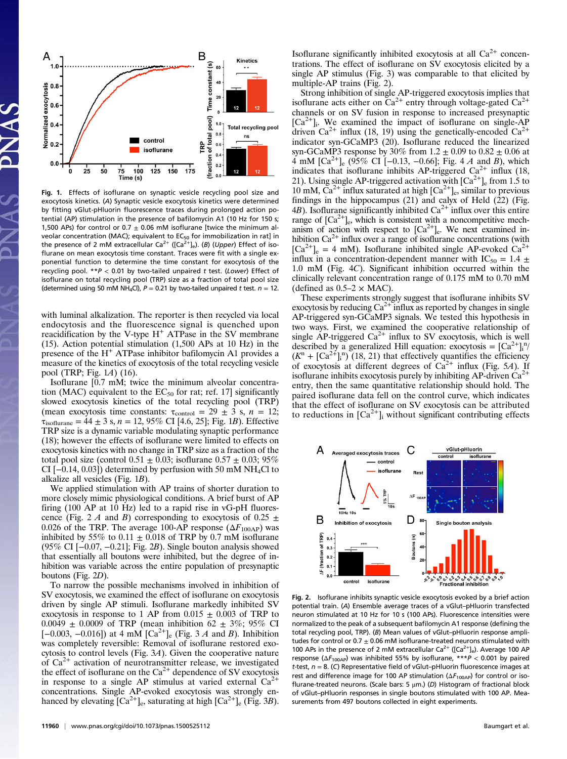Fig. 1. Effects of isoflurane on synaptic vesicle recycling pool size and exocytosis kinetics. (A) Synaptic vesicle exocytosis kinetics were determined by fitting vGlut-pHluorin fluorescence traces during prolonged action potential (AP) stimulation in the presence of bafilomycin A1 (10 Hz for 150 s; 1,500 APs) for control or 0.7 ± 0.06 mM isoflurane [twice the minimum alveolar concentration (MAC); equivalent to $EC_{50}$ for immobilization in rat] in the presence of 2 mM extracellular $Ca^{2+}$ ($[Ca^{2+}]_e$). (B) (Upper) Effect of isoflurane on mean exocytosis time constant. Traces were fit with a single exponential function to determine the time constant for exocytosis of the recycling pool. $^{**}P < 0.01$ by two-tailed unpaired t test. (Lower) Effect of isoflurane on total recycling pool (TRP) size as a fraction of total pool size (determined using 50 mM $NH_4Cl$), $P = 0.21$ by two-tailed unpaired t test. $n = 12$.

with luminal alkalization. The reporter is then recycled via local endocytosis and the fluorescence signal is quenched upon reacidification by the V-type $H^+$ ATPase in the SV membrane (15). Action potential stimulation (1,500 APs at 10 Hz) in the presence of the $H^+$ ATPase inhibitor bafilomycin A1 provides a measure of the kinetics of exocytosis of the total recycling vesicle pool (TRP; Fig. 1A) (16).

Isoflurane [0.7 mM; twice the minimum alveolar concentration (MAC) equivalent to the $EC_{50}$ for rat; ref. 17] significantly slowed exocytosis kinetics of the total recycling pool (TRP) (mean exocytosis time constants: $\tau_{control} = 29 \pm 3$ s, $n = 12$; $\tau_{isoflurane} = 44 \pm 3$ s, $n = 12$, 95% CI [4.6, 25]; Fig. 1B). Effective TRP size is a dynamic variable modulating synaptic performance (18); however the effects of isoflurane were limited to effects on exocytosis kinetics with no change in TRP size as a fraction of the total pool size (control 0.51 ± 0.03; isoflurane 0.57 ± 0.03; 95% CI [−0.14, 0.03]) determined by perfusion with 50 mM $NH_4Cl$ to alkalize all vesicles (Fig. 1B).

We applied stimulation with AP trains of shorter duration to more closely mimic physiological conditions. A brief burst of AP firing (100 AP at 10 Hz) led to a rapid rise in vG-pH fluorescence (Fig. 2 A and B) corresponding to exocytosis of 0.25 ± 0.026 of the TRP. The average 100-AP response ($\Delta F_{100AP}$) was inhibited by 55% to 0.11 ± 0.018 of TRP by 0.7 mM isoflurane (95% CI [−0.07, −0.21]; Fig. 2B). Single bouton analysis showed that essentially all boutons were inhibited, but the degree of inhibition was variable across the entire population of presynaptic boutons (Fig. 2D).

To narrow the possible mechanisms involved in inhibition of SV exocytosis, we examined the effect of isoflurane on exocytosis driven by single AP stimuli. Isoflurane markedly inhibited SV exocytosis in response to 1 AP from 0.015 ± 0.003 of TRP to 0.0049 ± 0.0009 of TRP (mean inhibition 62 ± 3%; 95% CI [−0.003, −0.016]) at 4 mM $[Ca^{2+}]_e$ (Fig. 3 A and B). Inhibition was completely reversible: Removal of isoflurane restored exocytosis to control levels (Fig. 3A). Given the cooperative nature of $Ca^{2+}$ activation of neurotransmitter release, we investigated the effect of isoflurane on the $Ca^{2+}$ dependence of SV exocytosis in response to a single AP stimulus at varied external $Ca^{2+}$ concentrations. Single AP-evoked exocytosis was strongly enhanced by elevating $[Ca^{2+}]_e$, saturating at high $[Ca^{2+}]_e$ (Fig. 3B).

Isoflurane significantly inhibited exocytosis at all $Ca^{2+}$ concentrations. The effect of isoflurane on SV exocytosis elicited by a single AP stimulus (Fig. 3) was comparable to that elicited by multiple-AP trains (Fig. 2).

Strong inhibition of single AP-triggered exocytosis implies that isoflurane acts either on $Ca^{2+}$ entry through voltage-gated $Ca^{2+}$ channels or on SV fusion in response to increased presynaptic $[Ca^{2+}]_i$. We examined the impact of isoflurane on single-AP driven $Ca^{2+}$ influx (18, 19) using the genetically-encoded $Ca^{2+}$ indicator syn-GCaMP3 (20). Isoflurane reduced the linearized syn-GCaMP3 response by 30% from 1.2 ± 0.09 to 0.82 ± 0.06 at 4 mM $[Ca^{2+}]_e$ (95% CI [−0.13, −0.66]; Fig. 4 A and B), which indicates that isoflurane inhibits AP-triggered $Ca^{2+}$ influx (18, 21). Using single AP-triggered activation with $[Ca^{2+}]_e$ from 1.5 to 10 mM, $Ca^{2+}$ influx saturated at high $[Ca^{2+}]_e$, similar to previous findings in the hippocampus (21) and calyx of Held (22) (Fig. 4B). Isoflurane significantly inhibited $Ca^{2+}$ influx over this entire range of $[Ca^{2+}]_e$, which is consistent with a noncompetitive mechanism of action with respect to $[Ca^{2+}]_e$. We next examined inhibition $Ca^{2+}$ influx over a range of isoflurane concentrations (with $[Ca^{2+}]_e$ = 4 mM). Isoflurane inhibited single AP-evoked $Ca^{2+}$ influx in a concentration-dependent manner with $IC_{50}$ = 1.4 ± 1.0 mM (Fig. 4C). Significant inhibition occurred within the clinically relevant concentration range of 0.175 mM to 0.70 mM (defined as 0.5–2 × MAC).

These experiments strongly suggest that isoflurane inhibits SV exocytosis by reducing $Ca^{2+}$ influx as reported by changes in single AP-triggered syn-GCaMP3 signals. We tested this hypothesis in two ways. First, we examined the cooperative relationship of single AP-triggered $Ca^{2+}$ influx to SV exocytosis, which is well described by a generalized Hill equation: exocytosis = $[Ca^{2+}]_i^n/(K^n + [Ca^{2+}]_i^n)$ (18, 21) that effectively quantifies the efficiency of exocytosis at different degrees of $Ca^{2+}$ influx (Fig. 5A). If isoflurane inhibits exocytosis purely by inhibiting AP-driven $Ca^{2+}$ entry, then the same quantitative relationship should hold. The paired isoflurane data fell on the control curve, which indicates that the effect of isoflurane on SV exocytosis can be attributed to reductions in $[Ca^{2+}]_i$ without significant contributing effects

Fig. 2. Isoflurane inhibits synaptic vesicle exocytosis evoked by a brief action potential train. (A) Ensemble average traces of a vGlut–pHluorin transfected neuron stimulated at 10 Hz for 10 s (100 APs). Fluorescence intensities were normalized to the peak of a subsequent bafilomycin A1 response (defining the total recycling pool, TRP). (B) Mean values of vGlut–pHluorin response amplitudes for control or 0.7 ± 0.06 mM isoflurane-treated neurons stimulated with 100 APs in the presence of 2 mM extracellular $Ca^{2+}$ ($[Ca^{2+}]_e$). Average 100 AP response ($\Delta F_{100AP}$) was inhibited 55% by isoflurane, $^{***}P < 0.001$ by paired t-test, $n = 8$. (C) Representative field of vGlut–pHluorin fluorescence images at rest and difference image for 100 AP stimulation ($\Delta F_{100AP}$) for control or isoflurane-treated neurons. (Scale bars: 5 μm.) (D) Histogram of fractional block of vGlut–pHluorin responses in single boutons stimulated with 100 AP. Measurements from 497 boutons collected in eight experiments.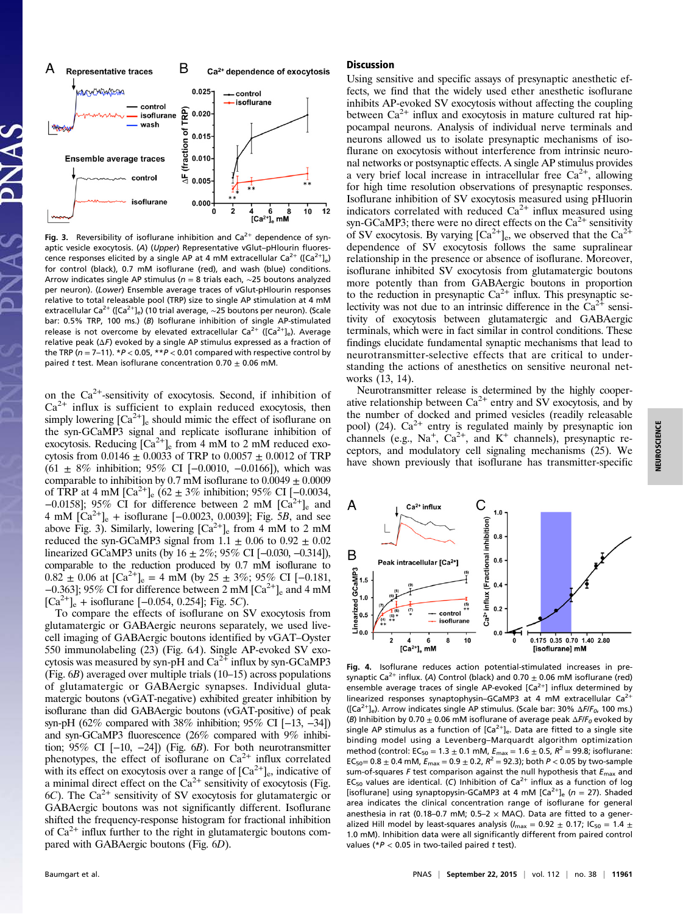Fig. 3. Reversibility of isoflurane inhibition and $Ca^{2+}$ dependence of synaptic vesicle exocytosis. (*A*) (*Upper*) Representative vGlut–pHlourin fluorescence responses elicited by a single AP at 4 mM extracellular $Ca^{2+}$ ($[Ca^{2+}]_e$) for control (black), 0.7 mM isoflurane (red), and wash (blue) conditions. Arrow indicates single AP stimulus ($n$ = 8 trials each, ~25 boutons analyzed per neuron). (*Lower*) Ensemble average traces of vGlut-pHlourin responses relative to total releasable pool (TRP) size to single AP stimulation at 4 mM extracellular $Ca^{2+}$ ($[Ca^{2+}]_e$) (10 trial average, ~25 boutons per neuron). (Scale bar: 0.5% TRP, 100 ms.) (*B*) Isoflurane inhibition of single AP-stimulated release is not overcome by elevated extracellular $Ca^{2+}$ ($[Ca^{2+}]_e$). Average relative peak ($\Delta F$) evoked by a single AP stimulus expressed as a fraction of the TRP ($n$ = 7–11). $^*P < 0.05$, $^{**}P < 0.01$ compared with respective control by paired $t$ test. Mean isoflurane concentration 0.70 ± 0.06 mM.

on the $Ca^{2+}$-sensitivity of exocytosis. Second, if inhibition of $Ca^{2+}$ influx is sufficient to explain reduced exocytosis, then simply lowering $[Ca^{2+}]_e$ should mimic the effect of isoflurane on the syn-GCaMP3 signal and replicate isoflurane inhibition of exocytosis. Reducing $[Ca^{2+}]_e$ from 4 mM to 2 mM reduced exocytosis from 0.0146 ± 0.0033 of TRP to 0.0057 ± 0.0012 of TRP (61 ± 8% inhibition; 95% CI [−0.0010, −0.0166]), which was comparable to inhibition by 0.7 mM isoflurane to 0.0049 ± 0.0009 of TRP at 4 mM $[Ca^{2+}]_e$ (62 ± 3% inhibition; 95% CI [−0.0034, −0.0158]; 95% CI for difference between 2 mM $[Ca^{2+}]_e$ and 4 mM $[Ca^{2+}]_e$ + isoflurane [−0.0023, 0.0039]; Fig. 5*B*, and see above Fig. 3). Similarly, lowering $[Ca^{2+}]_e$ from 4 mM to 2 mM reduced the syn-GCaMP3 signal from 1.1 ± 0.06 to 0.92 ± 0.02 linearized GCaMP3 units (by 16 ± 2%; 95% CI [−0.030, −0.314]), comparable to the reduction produced by 0.7 mM isoflurane to 0.82 ± 0.06 at $[Ca^{2+}]_e$ = 4 mM (by 25 ± 3%; 95% CI [−0.181, −0.363]; 95% CI for difference between 2 mM $[Ca^{2+}]_e$ and 4 mM $[Ca^{2+}]_e$ + isoflurane [−0.054, 0.254]; Fig. 5*C*).

To compare the effects of isoflurane on SV exocytosis from glutamatergic or GABAergic neurons separately, we used live-cell imaging of GABAergic boutons identified by vGAT–Oyster 550 immunolabeling (23) (Fig. 6*A*). Single AP-evoked SV exocytosis was measured by syn-pH and $Ca^{2+}$ influx by syn-GCaMP3 (Fig. 6*B*) averaged over multiple trials (10–15) across populations of glutamatergic or GABAergic synapses. Individual glutamatergic boutons (vGAT-negative) exhibited greater inhibition by isoflurane than did GABAergic boutons (vGAT-positive) of peak syn-pH (62% compared with 38% inhibition; 95% CI [−13, −34]) and syn-GCaMP3 fluorescence (26% compared with 9% inhibition; 95% CI [−10, −24]) (Fig. 6*B*). For both neurotransmitter phenotypes, the effect of isoflurane on $Ca^{2+}$ influx correlated with its effect on exocytosis over a range of $[Ca^{2+}]_e$, indicative of a minimal direct effect on the $Ca^{2+}$ sensitivity of exocytosis (Fig. 6*C*). The $Ca^{2+}$ sensitivity of SV exocytosis for glutamatergic or GABAergic boutons was not significantly different. Isoflurane shifted the frequency-response histogram for fractional inhibition of $Ca^{2+}$ influx further to the right in glutamatergic boutons compared with GABAergic boutons (Fig. 6*D*).

## Discussion

Using sensitive and specific assays of presynaptic anesthetic effects, we find that the widely used ether anesthetic isoflurane inhibits AP-evoked SV exocytosis without affecting the coupling between $Ca^{2+}$ influx and exocytosis in mature cultured rat hippocampal neurons. Analysis of individual nerve terminals and neurons allowed us to isolate presynaptic mechanisms of isoflurane on exocytosis without interference from intrinsic neuronal networks or postsynaptic effects. A single AP stimulus provides a very brief local increase in intracellular free $Ca^{2+}$, allowing for high time resolution observations of presynaptic responses. Isoflurane inhibition of SV exocytosis measured using pHluorin indicators correlated with reduced $Ca^{2+}$ influx measured using syn-GCaMP3; there were no direct effects on the $Ca^{2+}$ sensitivity of SV exocytosis. By varying $[Ca^{2+}]_e$, we observed that the $Ca^{2+}$ dependence of SV exocytosis follows the same supralinear relationship in the presence or absence of isoflurane. Moreover, isoflurane inhibited SV exocytosis from glutamatergic boutons more potently than from GABAergic boutons in proportion to the reduction in presynaptic $Ca^{2+}$ influx. This presynaptic selectivity was not due to an intrinsic difference in the $Ca^{2+}$ sensitivity of exocytosis between glutamatergic and GABAergic terminals, which were in fact similar in control conditions. These findings elucidate fundamental synaptic mechanisms that lead to neurotransmitter-selective effects that are critical to understanding the actions of anesthetics on sensitive neuronal networks (13, 14).

Neurotransmitter release is determined by the highly cooperative relationship between $Ca^{2+}$ entry and SV exocytosis, and by the number of docked and primed vesicles (readily releasable pool) (24). $Ca^{2+}$ entry is regulated mainly by presynaptic ion channels (e.g., $Na^+$, $Ca^{2+}$, and $K^+$ channels), presynaptic receptors, and modulatory cell signaling mechanisms (25). We have shown previously that isoflurane has transmitter-specific

Fig. 4. Isoflurane reduces action potential-stimulated increases in presynaptic $Ca^{2+}$ influx. (*A*) Control (black) and 0.70 ± 0.06 mM isoflurane (red) ensemble average traces of single AP-evoked $[Ca^{2+}]_i$ influx determined by linearized responses synaptophysin–GCaMP3 at 4 mM extracellular $Ca^{2+}$ ($[Ca^{2+}]_e$). Arrow indicates single AP stimulus. (Scale bar: 30% $\Delta F/F_0$, 100 ms.) (*B*) Inhibition by 0.70 ± 0.06 mM isoflurane of average peak $\Delta F/F_0$ evoked by single AP stimulus as a function of $[Ca^{2+}]_e$. Data are fitted to a single site binding model using a Levenberg–Marquardt algorithm optimization method (control: $EC_{50}$ = 1.3 ± 0.1 mM, $E_{max}$ = 1.6 ± 0.5, $R^2$ = 99.8; isoflurane: $EC_{50}$= 0.8 ± 0.4 mM, $E_{max}$ = 0.9 ± 0.2, $R^2$ = 92.3); both $P < 0.05$ by two-sample sum-of-squares $F$ test comparison against the null hypothesis that $E_{max}$ and $EC_{50}$ values are identical. (*C*) Inhibition of $Ca^{2+}$ influx as a function of log [isoflurane] using synaptopysin-GCaMP3 at 4 mM $[Ca^{2+}]_e$ ($n$ = 27). Shaded area indicates the clinical concentration range of isoflurane for general anesthesia in rat (0.18–0.7 mM; 0.5–2 × MAC). Data are fitted to a generalized Hill model by least-squares analysis ($I_{max}$ = 0.92 ± 0.17; $IC_{50}$ = 1.4 ± 1.0 mM). Inhibition data were all significantly different from paired control values ($^*P < 0.05$ in two-tailed paired $t$ test).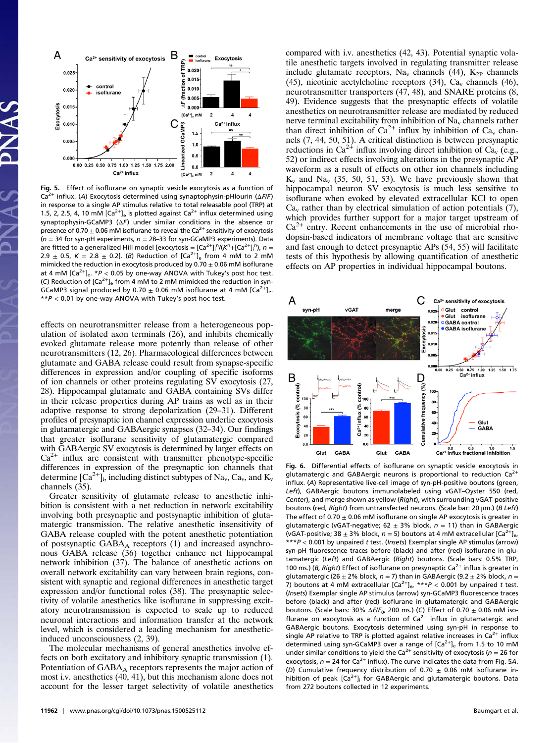**Fig. 5.** Effect of isoflurane on synaptic vesicle exocytosis as a function of $Ca^{2+}$ influx. (*A*) Exocytosis determined using synaptophysin-pHluorin ($\Delta F/F$) in response to a single AP stimulus relative to total releasable pool (TRP) at 1.5, 2, 2.5, 4, 10 mM $[Ca^{2+}]_e$ is plotted against $Ca^{2+}$ influx determined using synaptophysin-GCaMP3 ($\Delta F$) under similar conditions in the absence or presence of 0.70 ± 0.06 mM isoflurane to reveal the $Ca^{2+}$ sensitivity of exocytosis ($n$ = 34 for syn-pH experiments, $n$ = 28–33 for syn-GCaMP3 experiments). Data are fitted to a generalized Hill model [exocytosis = $[Ca^{2+}]_i^n/(K^n+[Ca^{2+}]_i^n)$, $n$ = 2.9 ± 0.5, $K$ = 2.8 ± 0.2]. (*B*) Reduction of $[Ca^{2+}]_e$ from 4 mM to 2 mM mimicked the reduction in exocytosis produced by 0.70 ± 0.06 mM isoflurane at 4 mM $[Ca^{2+}]_e$. *$P$ < 0.05 by one-way ANOVA with Tukey's post hoc test. (*C*) Reduction of $[Ca^{2+}]_e$ from 4 mM to 2 mM mimicked the reduction in syn-GCaMP3 signal produced by 0.70 ± 0.06 mM isoflurane at 4 mM $[Ca^{2+}]_e$. **$P$ < 0.01 by one-way ANOVA with Tukey's post hoc test.

effects on neurotransmitter release from a heterogeneous population of isolated axon terminals (26), and inhibits chemically evoked glutamate release more potently than release of other neurotransmitters (12, 26). Pharmacological differences between glutamate and GABA release could result from synapse-specific differences in expression and/or coupling of specific isoforms of ion channels or other proteins regulating SV exocytosis (27, 28). Hippocampal glutamate and GABA containing SVs differ in their release properties during AP trains as well as in their adaptive response to strong depolarization (29–31). Different profiles of presynaptic ion channel expression underlie exocytosis in glutamatergic and GABAergic synapses (32–34). Our findings that greater isoflurane sensitivity of glutamatergic compared with GABAergic SV exocytosis is determined by larger effects on $Ca^{2+}$ influx are consistent with transmitter phenotype-specific differences in expression of the presynaptic ion channels that determine $[Ca^{2+}]_i$, including distinct subtypes of $Na_v$, $Ca_v$, and $K_v$ channels (35).

Greater sensitivity of glutamate release to anesthetic inhibition is consistent with a net reduction in network excitability involving both presynaptic and postsynaptic inhibition of glutamatergic transmission. The relative anesthetic insensitivity of GABA release coupled with the potent anesthetic potentiation of postsynaptic $GABA_A$ receptors (1) and increased asynchronous GABA release (36) together enhance net hippocampal network inhibition (37). The balance of anesthetic actions on overall network excitability can vary between brain regions, consistent with synaptic and regional differences in anesthetic target expression and/or functional roles (38). The presynaptic selectivity of volatile anesthetics like isoflurane in suppressing excitatory neurotransmission is expected to scale up to reduced neuronal interactions and information transfer at the network level, which is considered a leading mechanism for anesthetic-induced unconsciousness (2, 39).

The molecular mechanisms of general anesthetics involve effects on both excitatory and inhibitory synaptic transmission (1). Potentiation of $GABA_A$ receptors represents the major action of most i.v. anesthetics (40, 41), but this mechanism alone does not account for the lesser target selectivity of volatile anesthetics compared with i.v. anesthetics (42, 43). Potential synaptic volatile anesthetic targets involved in regulating transmitter release include glutamate receptors, $Na_v$ channels (44), $K_{2P}$ channels (45), nicotinic acetylcholine receptors (34), $Ca_v$ channels (46), neurotransmitter transporters (47, 48), and SNARE proteins (8, 49). Evidence suggests that the presynaptic effects of volatile anesthetics on neurotransmitter release are mediated by reduced nerve terminal excitability from inhibition of $Na_v$ channels rather than direct inhibition of $Ca^{2+}$ influx by inhibition of $Ca_v$ channels (7, 44, 50, 51). A critical distinction is between presynaptic reductions in $Ca^{2+}$ influx involving direct inhibition of $Ca_v$ (e.g., 52) or indirect effects involving alterations in the presynaptic AP waveform as a result of effects on other ion channels including $K_v$ and $Na_v$ (35, 50, 51, 53). We have previously shown that hippocampal neuron SV exocytosis is much less sensitive to isoflurane when evoked by elevated extracellular KCl to open $Ca_v$ rather than by electrical simulation of action potentials (7), which provides further support for a major target upstream of $Ca^{2+}$ entry. Recent enhancements in the use of microbial rhodopsin-based indicators of membrane voltage that are sensitive and fast enough to detect presynaptic APs (54, 55) will facilitate tests of this hypothesis by allowing quantification of anesthetic effects on AP properties in individual hippocampal boutons.

**Fig. 6.** Differential effects of isoflurane on synaptic vesicle exocytosis in glutamatergic and GABAergic neurons is proportional to reduction $Ca^{2+}$ influx. (*A*) Representative live-cell image of syn-pH-positive boutons (green, *Left*), GABAergic boutons immunolabeled using vGAT–Oyster 550 (red, *Center*), and merge shown as yellow (*Right*), with surrounding vGAT-positive boutons (red, *Right*) from untransfected neurons. (Scale bar: 20 μm.) (*B Left*) The effect of 0.70 ± 0.06 mM isoflurane on single AP exocytosis is greater in glutamatergic (vGAT-negative; 62 ± 3% block, $n$ = 11) than in GABAergic (vGAT-positive; 38 ± 3% block, $n$ = 5) boutons at 4 mM extracellular $[Ca^{2+}]_e$, ***$P$ < 0.001 by unpaired $t$ test. (*Insets*) Exemplar single AP stimulus (arrow) syn-pH fluorescence traces before (black) and after (red) isoflurane in glutamatergic (*Left*) and GABAergic (*Right*) boutons. (Scale bars: 0.5% TRP, 100 ms.) (*B, Right*) Effect of isoflurane on presynaptic $Ca^{2+}$ influx is greater in glutamatergic (26 ± 2% block, $n$ = 7) than in GABAergic (9.2 ± 2% block, $n$ = 7) boutons at 4 mM extracellular $[Ca^{2+}]_e$, ***$P$ < 0.001 by unpaired $t$ test. (*Insets*) Exemplar single AP stimulus (arrow) syn-GCaMP3 fluorescence traces before (black) and after (red) isoflurane in glutamatergic and GABAergic boutons. (Scale bars: 30% $\Delta F/F_0$, 200 ms.) (*C*) Effect of 0.70 ± 0.06 mM isoflurane on exocytosis as a function of $Ca^{2+}$ influx in glutamatergic and GABAergic boutons. Exocytosis determined using syn-pH in response to single AP stimulus relative to TRP is plotted against relative increases in $Ca^{2+}$ influx determined using syn-GCaMP3 over a range of $[Ca^{2+}]_e$ from 1.5 to 10 mM under similar conditions to yield the $Ca^{2+}$ sensitivity of exocytosis ($n$ = 26 for exocytosis, $n$ = 24 for $Ca^{2+}$ influx). The curve indicates the data from Fig. 5*A*. (*D*) Cumulative frequency distribution of 0.70 ± 0.06 mM isoflurane inhibition of peak $[Ca^{2+}]_i$ for GABAergic and glutamatergic boutons. Data from 272 boutons collected in 12 experiments.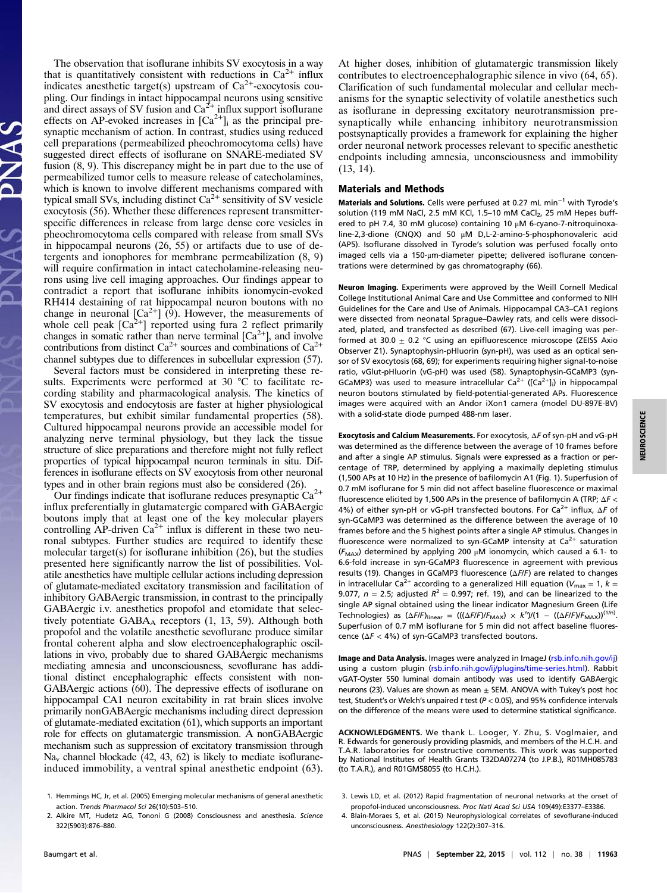The observation that isoflurane inhibits SV exocytosis in a way that is quantitatively consistent with reductions in $Ca^{2+}$ influx indicates anesthetic target(s) upstream of $Ca^{2+}$-exocytosis coupling. Our findings in intact hippocampal neurons using sensitive and direct assays of SV fusion and $Ca^{2+}$ influx support isoflurane effects on AP-evoked increases in $[Ca^{2+}]_i$ as the principal presynaptic mechanism of action. In contrast, studies using reduced cell preparations (permeabilized pheochromocytoma cells) have suggested direct effects of isoflurane on SNARE-mediated SV fusion (8, 9). This discrepancy might be in part due to the use of permeabilized tumor cells to measure release of catecholamines, which is known to involve different mechanisms compared with typical small SVs, including distinct $Ca^{2+}$ sensitivity of SV vesicle exocytosis (56). Whether these differences represent transmitter-specific differences in release from large dense core vesicles in pheochromocytoma cells compared with release from small SVs in hippocampal neurons (26, 55) or artifacts due to use of detergents and ionophores for membrane permeabilization (8, 9) will require confirmation in intact catecholamine-releasing neurons using live cell imaging approaches. Our findings appear to contradict a report that isoflurane inhibits ionomycin-evoked RH414 destaining of rat hippocampal neuron boutons with no change in neuronal $[Ca^{2+}]$ (9). However, the measurements of whole cell peak $[Ca^{2+}]$ reported using fura 2 reflect primarily changes in somatic rather than nerve terminal $[Ca^{2+}]$, and involve contributions from distinct $Ca^{2+}$ sources and combinations of $Ca^{2+}$ channel subtypes due to differences in subcellular expression (57).

Several factors must be considered in interpreting these results. Experiments were performed at 30 °C to facilitate recording stability and pharmacological analysis. The kinetics of SV exocytosis and endocytosis are faster at higher physiological temperatures, but exhibit similar fundamental properties (58). Cultured hippocampal neurons provide an accessible model for analyzing nerve terminal physiology, but they lack the tissue structure of slice preparations and therefore might not fully reflect properties of typical hippocampal neuron terminals in situ. Differences in isoflurane effects on SV exocytosis from other neuronal types and in other brain regions must also be considered (26).

Our findings indicate that isoflurane reduces presynaptic $Ca^{2+}$ influx preferentially in glutamatergic compared with GABAergic boutons imply that at least one of the key molecular players controlling AP-driven $Ca^{2+}$ influx is different in these two neuronal subtypes. Further studies are required to identify these molecular target(s) for isoflurane inhibition (26), but the studies presented here significantly narrow the list of possibilities. Volatile anesthetics have multiple cellular actions including depression of glutamate-mediated excitatory transmission and facilitation of inhibitory GABAergic transmission, in contrast to the principally GABAergic i.v. anesthetics propofol and etomidate that selectively potentiate $GABA_A$ receptors (1, 13, 59). Although both propofol and the volatile anesthetic sevoflurane produce similar frontal coherent alpha and slow electroencephalographic oscillations in vivo, probably due to shared GABAergic mechanisms mediating amnesia and unconsciousness, sevoflurane has additional distinct encephalographic effects consistent with non-GABAergic actions (60). The depressive effects of isoflurane on hippocampal CA1 neuron excitability in rat brain slices involve primarily nonGABAergic mechanisms including direct depression of glutamate-mediated excitation (61), which supports an important role for effects on glutamatergic transmission. A nonGABAergic mechanism such as suppression of excitatory transmission through $Na_v$ channel blockade (42, 43, 62) is likely to mediate isoflurane-induced immobility, a ventral spinal anesthetic endpoint (63). At higher doses, inhibition of glutamatergic transmission likely contributes to electroencephalographic silence in vivo (64, 65). Clarification of such fundamental molecular and cellular mechanisms for the synaptic selectivity of volatile anesthetics such as isoflurane in depressing excitatory neurotransmission presynaptically while enhancing inhibitory neurotransmission postsynaptically provides a framework for explaining the higher order neuronal network processes relevant to specific anesthetic endpoints including amnesia, unconsciousness and immobility (13, 14).

## Materials and Methods

**Materials and Solutions.** Cells were perfused at 0.27 mL $min^{-1}$ with Tyrode's solution (119 mM NaCl, 2.5 mM KCl, 1.5–10 mM $CaCl_2$, 25 mM Hepes buffered to pH 7.4, 30 mM glucose) containing 10 μM 6-cyano-7-nitroquinoxaline-2,3-dione (CNQX) and 50 μM D,L-2-amino-5-phosphonovaleric acid (AP5). Isoflurane dissolved in Tyrode's solution was perfused focally onto imaged cells via a 150-μm-diameter pipette; delivered isoflurane concentrations were determined by gas chromatography (66).

**Neuron Imaging.** Experiments were approved by the Weill Cornell Medical College Institutional Animal Care and Use Committee and conformed to NIH Guidelines for the Care and Use of Animals. Hippocampal CA3–CA1 regions were dissected from neonatal Sprague–Dawley rats, and cells were dissociated, plated, and transfected as described (67). Live-cell imaging was performed at 30.0 ± 0.2 °C using an epifluorescence microscope (ZEISS Axio Observer Z1). Synaptophysin-pHluorin (syn-pH), was used as an optical sensor of SV exocytosis (68, 69); for experiments requiring higher signal-to-noise ratio, vGlut-pHluorin (vG-pH) was used (58). Synaptophysin-GCaMP3 (syn-GCaMP3) was used to measure intracellular $Ca^{2+}$ ($[Ca^{2+}]_i$) in hippocampal neuron boutons stimulated by field-potential-generated APs. Fluorescence images were acquired with an Andor iXon1 camera (model DU-897E-BV) with a solid-state diode pumped 488-nm laser.

**Exocytosis and Calcium Measurements.** For exocytosis, $\Delta F$ of syn-pH and vG-pH was determined as the difference between the average of 10 frames before and after a single AP stimulus. Signals were expressed as a fraction or percentage of TRP, determined by applying a maximally depleting stimulus (1,500 APs at 10 Hz) in the presence of bafilomycin A1 (Fig. 1). Superfusion of 0.7 mM isoflurane for 5 min did not affect baseline fluorescence or maximal fluorescence elicited by 1,500 APs in the presence of bafilomycin A (TRP; $\Delta F <$ 4%) of either syn-pH or vG-pH transfected boutons. For $Ca^{2+}$ influx, $\Delta F$ of syn-GCaMP3 was determined as the difference between the average of 10 frames before and the 5 highest points after a single AP stimulus. Changes in fluorescence were normalized to syn-GCaMP intensity at $Ca^{2+}$ saturation ($F_{MAX}$) determined by applying 200 μM ionomycin, which caused a 6.1- to 6.6-fold increase in syn-GCaMP3 fluorescence in agreement with previous results (19). Changes in GCaMP3 fluorescence ($\Delta F/F$) are related to changes in intracellular $Ca^{2+}$ according to a generalized Hill equation ($V_{max}$ = 1, $k$ = 9.077, $n$ = 2.5; adjusted $R^2$ = 0.997; ref. 19), and can be linearized to the single AP signal obtained using the linear indicator Magnesium Green (Life Technologies) as $(\Delta F/F)_{linear} = (((\Delta F/F)/F_{MAX}) \times k^n)/(1 - ((\Delta F/F)/F_{MAX}))^{(1/n)}$. Superfusion of 0.7 mM isoflurane for 5 min did not affect baseline fluorescence ($\Delta F$ < 4%) of syn-GCaMP3 transfected boutons.

**Image and Data Analysis.** Images were analyzed in ImageJ (rsb.info.nih.gov/ij) using a custom plugin (rsb.info.nih.gov/ij/plugins/time-series.html). Rabbit vGAT-Oyster 550 luminal domain antibody was used to identify GABAergic neurons (23). Values are shown as mean ± SEM. ANOVA with Tukey's post hoc test, Student's or Welch's unpaired $t$ test ($P$ < 0.05), and 95% confidence intervals on the difference of the means were used to determine statistical significance.

**ACKNOWLEDGMENTS.** We thank L. Looger, Y. Zhu, S. Voglmaier, and R. Edwards for generously providing plasmids, and members of the H.C.H. and T.A.R. laboratories for constructive comments. This work was supported by National Institutes of Health Grants T32DA07274 (to J.P.B.), R01MH085783 (to T.A.R.), and R01GM58055 (to H.C.H.).

1. Hemmings HC, Jr, et al. (2005) Emerging molecular mechanisms of general anesthetic action. *Trends Pharmacol Sci* 26(10):503–510.
2. Alkire MT, Hudetz AG, Tononi G (2008) Consciousness and anesthesia. *Science* 322(5903):876–880.
3. Lewis LD, et al. (2012) Rapid fragmentation of neuronal networks at the onset of propofol-induced unconsciousness. *Proc Natl Acad Sci USA* 109(49):E3377–E3386.
4. Blain-Moraes S, et al. (2015) Neurophysiological correlates of sevoflurane-induced unconsciousness. *Anesthesiology* 122(2):307–316.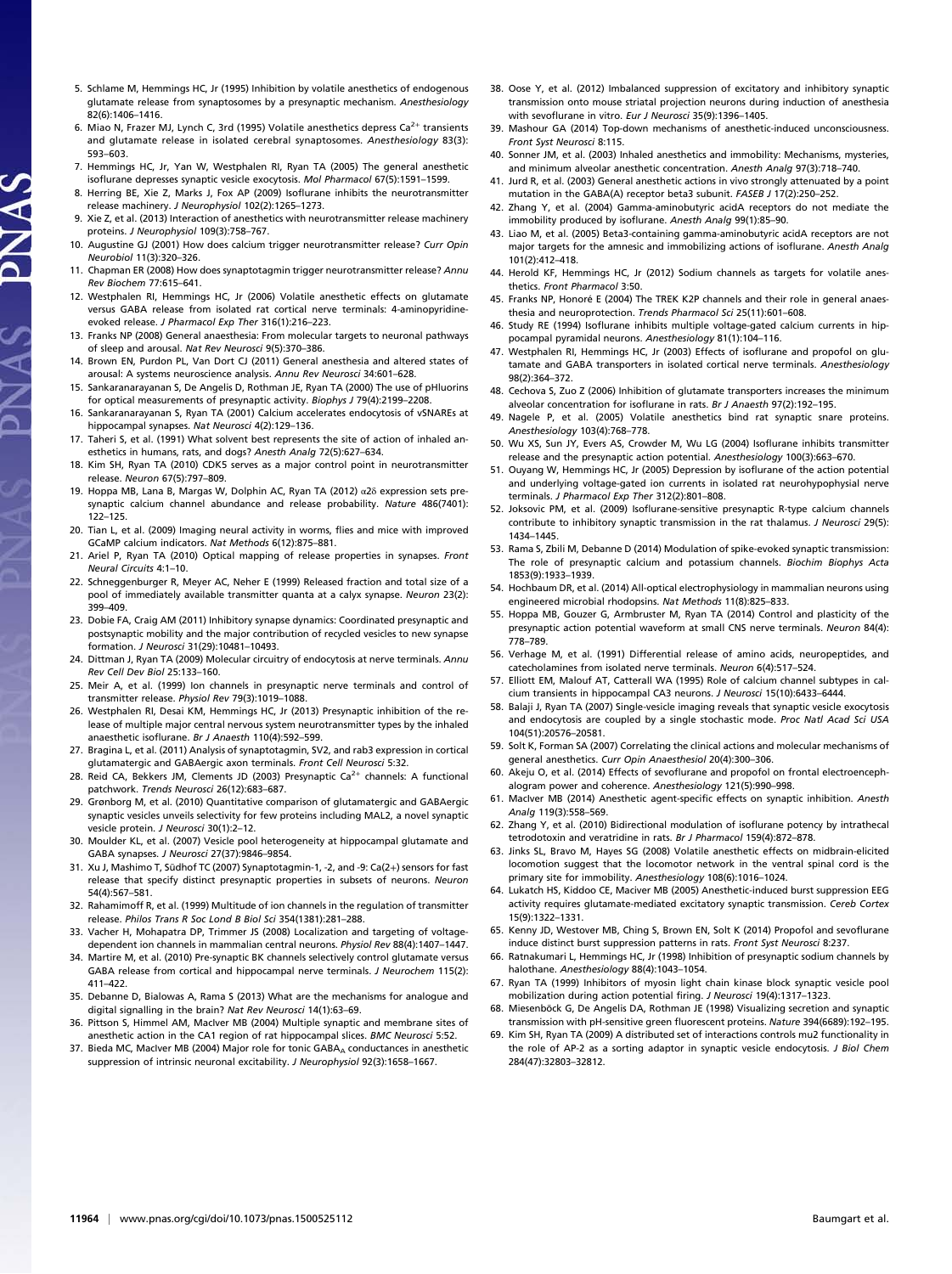5. Schlame M, Hemmings HC, Jr (1995) Inhibition by volatile anesthetics of endogenous glutamate release from synaptosomes by a presynaptic mechanism. *Anesthesiology* 82(6):1406–1416.
6. Miao N, Frazer MJ, Lynch C, 3rd (1995) Volatile anesthetics depress $Ca^{2+}$ transients and glutamate release in isolated cerebral synaptosomes. *Anesthesiology* 83(3): 593–603.
7. Hemmings HC, Jr, Yan W, Westphalen RI, Ryan TA (2005) The general anesthetic isoflurane depresses synaptic vesicle exocytosis. *Mol Pharmacol* 67(5):1591–1599.
8. Herring BE, Xie Z, Marks J, Fox AP (2009) Isoflurane inhibits the neurotransmitter release machinery. *J Neurophysiol* 102(2):1265–1273.
9. Xie Z, et al. (2013) Interaction of anesthetics with neurotransmitter release machinery proteins. *J Neurophysiol* 109(3):758–767.
10. Augustine GJ (2001) How does calcium trigger neurotransmitter release? *Curr Opin Neurobiol* 11(3):320–326.
11. Chapman ER (2008) How does synaptotagmin trigger neurotransmitter release? *Annu Rev Biochem* 77:615–641.
12. Westphalen RI, Hemmings HC, Jr (2006) Volatile anesthetic effects on glutamate versus GABA release from isolated rat cortical nerve terminals: 4-aminopyridine-evoked release. *J Pharmacol Exp Ther* 316(1):216–223.
13. Franks NP (2008) General anaesthesia: From molecular targets to neuronal pathways of sleep and arousal. *Nat Rev Neurosci* 9(5):370–386.
14. Brown EN, Purdon PL, Van Dort CJ (2011) General anesthesia and altered states of arousal: A systems neuroscience analysis. *Annu Rev Neurosci* 34:601–628.
15. Sankaranarayanan S, De Angelis D, Rothman JE, Ryan TA (2000) The use of pHluorins for optical measurements of presynaptic activity. *Biophys J* 79(4):2199–2208.
16. Sankaranarayanan S, Ryan TA (2001) Calcium accelerates endocytosis of vSNAREs at hippocampal synapses. *Nat Neurosci* 4(2):129–136.
17. Taheri S, et al. (1991) What solvent best represents the site of action of inhaled anesthetics in humans, rats, and dogs? *Anesth Analg* 72(5):627–634.
18. Kim SH, Ryan TA (2010) CDK5 serves as a major control point in neurotransmitter release. *Neuron* 67(5):797–809.
19. Hoppa MB, Lana B, Margas W, Dolphin AC, Ryan TA (2012) α2δ expression sets presynaptic calcium channel abundance and release probability. *Nature* 486(7401): 122–125.
20. Tian L, et al. (2009) Imaging neural activity in worms, flies and mice with improved GCaMP calcium indicators. *Nat Methods* 6(12):875–881.
21. Ariel P, Ryan TA (2010) Optical mapping of release properties in synapses. *Front Neural Circuits* 4:1–10.
22. Schneggenburger R, Meyer AC, Neher E (1999) Released fraction and total size of a pool of immediately available transmitter quanta at a calyx synapse. *Neuron* 23(2): 399–409.
23. Dobie FA, Craig AM (2011) Inhibitory synapse dynamics: Coordinated presynaptic and postsynaptic mobility and the major contribution of recycled vesicles to new synapse formation. *J Neurosci* 31(29):10481–10493.
24. Dittman J, Ryan TA (2009) Molecular circuitry of endocytosis at nerve terminals. *Annu Rev Cell Dev Biol* 25:133–160.
25. Meir A, et al. (1999) Ion channels in presynaptic nerve terminals and control of transmitter release. *Physiol Rev* 79(3):1019–1088.
26. Westphalen RI, Desai KM, Hemmings HC, Jr (2013) Presynaptic inhibition of the release of multiple major central nervous system neurotransmitter types by the inhaled anaesthetic isoflurane. *Br J Anaesth* 110(4):592–599.
27. Bragina L, et al. (2011) Analysis of synaptotagmin, SV2, and rab3 expression in cortical glutamatergic and GABAergic axon terminals. *Front Cell Neurosci* 5:32.
28. Reid CA, Bekkers JM, Clements JD (2003) Presynaptic $Ca^{2+}$ channels: A functional patchwork. *Trends Neurosci* 26(12):683–687.
29. Grønborg M, et al. (2010) Quantitative comparison of glutamatergic and GABAergic synaptic vesicles unveils selectivity for few proteins including MAL2, a novel synaptic vesicle protein. *J Neurosci* 30(1):2–12.
30. Moulder KL, et al. (2007) Vesicle pool heterogeneity at hippocampal glutamate and GABA synapses. *J Neurosci* 27(37):9846–9854.
31. Xu J, Mashimo T, Südhof TC (2007) Synaptotagmin-1, -2, and -9: Ca(2+) sensors for fast release that specify distinct presynaptic properties in subsets of neurons. *Neuron* 54(4):567–581.
32. Rahamimoff R, et al. (1999) Multitude of ion channels in the regulation of transmitter release. *Philos Trans R Soc Lond B Biol Sci* 354(1381):281–288.
33. Vacher H, Mohapatra DP, Trimmer JS (2008) Localization and targeting of voltage-dependent ion channels in mammalian central neurons. *Physiol Rev* 88(4):1407–1447.
34. Martire M, et al. (2010) Pre-synaptic BK channels selectively control glutamate versus GABA release from cortical and hippocampal nerve terminals. *J Neurochem* 115(2): 411–422.
35. Debanne D, Bialowas A, Rama S (2013) What are the mechanisms for analogue and digital signalling in the brain? *Nat Rev Neurosci* 14(1):63–69.
36. Pittson S, Himmel AM, MacIver MB (2004) Multiple synaptic and membrane sites of anesthetic action in the CA1 region of rat hippocampal slices. *BMC Neurosci* 5:52.
37. Bieda MC, MacIver MB (2004) Major role for tonic $GABA_A$ conductances in anesthetic suppression of intrinsic neuronal excitability. *J Neurophysiol* 92(3):1658–1667.
38. Oose Y, et al. (2012) Imbalanced suppression of excitatory and inhibitory synaptic transmission onto mouse striatal projection neurons during induction of anesthesia with sevoflurane in vitro. *Eur J Neurosci* 35(9):1396–1405.
39. Mashour GA (2014) Top-down mechanisms of anesthetic-induced unconsciousness. *Front Syst Neurosci* 8:115.
40. Sonner JM, et al. (2003) Inhaled anesthetics and immobility: Mechanisms, mysteries, and minimum alveolar anesthetic concentration. *Anesth Analg* 97(3):718–740.
41. Jurd R, et al. (2003) General anesthetic actions in vivo strongly attenuated by a point mutation in the GABA(A) receptor beta3 subunit. *FASEB J* 17(2):250–252.
42. Zhang Y, et al. (2004) Gamma-aminobutyric acidA receptors do not mediate the immobility produced by isoflurane. *Anesth Analg* 99(1):85–90.
43. Liao M, et al. (2005) Beta3-containing gamma-aminobutyric acidA receptors are not major targets for the amnesic and immobilizing actions of isoflurane. *Anesth Analg* 101(2):412–418.
44. Herold KF, Hemmings HC, Jr (2012) Sodium channels as targets for volatile anesthetics. *Front Pharmacol* 3:50.
45. Franks NP, Honoré E (2004) The TREK K2P channels and their role in general anaesthesia and neuroprotection. *Trends Pharmacol Sci* 25(11):601–608.
46. Study RE (1994) Isoflurane inhibits multiple voltage-gated calcium currents in hippocampal pyramidal neurons. *Anesthesiology* 81(1):104–116.
47. Westphalen RI, Hemmings HC, Jr (2003) Effects of isoflurane and propofol on glutamate and GABA transporters in isolated cortical nerve terminals. *Anesthesiology* 98(2):364–372.
48. Cechova S, Zuo Z (2006) Inhibition of glutamate transporters increases the minimum alveolar concentration for isoflurane in rats. *Br J Anaesth* 97(2):192–195.
49. Nagele P, et al. (2005) Volatile anesthetics bind rat synaptic snare proteins. *Anesthesiology* 103(4):768–778.
50. Wu XS, Sun JY, Evers AS, Crowder M, Wu LG (2004) Isoflurane inhibits transmitter release and the presynaptic action potential. *Anesthesiology* 100(3):663–670.
51. Ouyang W, Hemmings HC, Jr (2005) Depression by isoflurane of the action potential and underlying voltage-gated ion currents in isolated rat neurohypophysial nerve terminals. *J Pharmacol Exp Ther* 312(2):801–808.
52. Joksovic PM, et al. (2009) Isoflurane-sensitive presynaptic R-type calcium channels contribute to inhibitory synaptic transmission in the rat thalamus. *J Neurosci* 29(5): 1434–1445.
53. Rama S, Zbili M, Debanne D (2014) Modulation of spike-evoked synaptic transmission: The role of presynaptic calcium and potassium channels. *Biochim Biophys Acta* 1853(9):1933–1939.
54. Hochbaum DR, et al. (2014) All-optical electrophysiology in mammalian neurons using engineered microbial rhodopsins. *Nat Methods* 11(8):825–833.
55. Hoppa MB, Gouzer G, Armbruster M, Ryan TA (2014) Control and plasticity of the presynaptic action potential waveform at small CNS nerve terminals. *Neuron* 84(4): 778–789.
56. Verhage M, et al. (1991) Differential release of amino acids, neuropeptides, and catecholamines from isolated nerve terminals. *Neuron* 6(4):517–524.
57. Elliott EM, Malouf AT, Catterall WA (1995) Role of calcium channel subtypes in calcium transients in hippocampal CA3 neurons. *J Neurosci* 15(10):6433–6444.
58. Balaji J, Ryan TA (2007) Single-vesicle imaging reveals that synaptic vesicle exocytosis and endocytosis are coupled by a single stochastic mode. *Proc Natl Acad Sci USA* 104(51):20576–20581.
59. Solt K, Forman SA (2007) Correlating the clinical actions and molecular mechanisms of general anesthetics. *Curr Opin Anaesthesiol* 20(4):300–306.
60. Akeju O, et al. (2014) Effects of sevoflurane and propofol on frontal electroencephalogram power and coherence. *Anesthesiology* 121(5):990–998.
61. MacIver MB (2014) Anesthetic agent-specific effects on synaptic inhibition. *Anesth Analg* 119(3):558–569.
62. Zhang Y, et al. (2010) Bidirectional modulation of isoflurane potency by intrathecal tetrodotoxin and veratridine in rats. *Br J Pharmacol* 159(4):872–878.
63. Jinks SL, Bravo M, Hayes SG (2008) Volatile anesthetic effects on midbrain-elicited locomotion suggest that the locomotor network in the ventral spinal cord is the primary site for immobility. *Anesthesiology* 108(6):1016–1024.
64. Lukatch HS, Kiddoo CE, Maciver MB (2005) Anesthetic-induced burst suppression EEG activity requires glutamate-mediated excitatory synaptic transmission. *Cereb Cortex* 15(9):1322–1331.
65. Kenny JD, Westover MB, Ching S, Brown EN, Solt K (2014) Propofol and sevoflurane induce distinct burst suppression patterns in rats. *Front Syst Neurosci* 8:237.
66. Ratnakumari L, Hemmings HC, Jr (1998) Inhibition of presynaptic sodium channels by halothane. *Anesthesiology* 88(4):1043–1054.
67. Ryan TA (1999) Inhibitors of myosin light chain kinase block synaptic vesicle pool mobilization during action potential firing. *J Neurosci* 19(4):1317–1323.
68. Miesenböck G, De Angelis DA, Rothman JE (1998) Visualizing secretion and synaptic transmission with pH-sensitive green fluorescent proteins. *Nature* 394(6689):192–195.
69. Kim SH, Ryan TA (2009) A distributed set of interactions controls mu2 functionality in the role of AP-2 as a sorting adaptor in synaptic vesicle endocytosis. *J Biol Chem* 284(47):32803–32812.